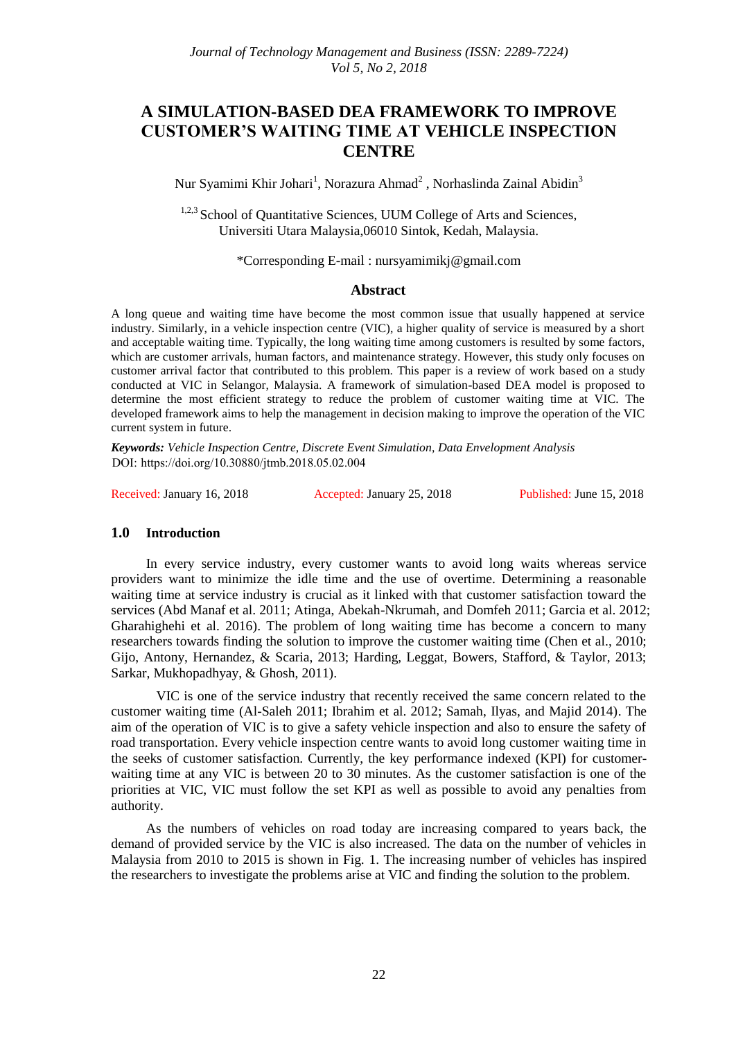# A SIMULATION-BASED DEA FRAMEWORK TO IMPROVE CUSTOMER'S WAITING TIME AT VEHICLE INSPECTION CENTRE

Nur Syamimi Khir Johari[1], Norazura Ahmad[2] , Norhaslinda Zainal Abidin[3]

[1,2,3] School of Quantitative Sciences, UUM College of Arts and Sciences, Universiti Utara Malaysia,06010 Sintok, Kedah, Malaysia.

*Corresponding E-mail : nursyamimikj@gmail.com

## Abstract

A long queue and waiting time have become the most common issue that usually happened at service industry. Similarly, in a vehicle inspection centre (VIC), a higher quality of service is measured by a short and acceptable waiting time. Typically, the long waiting time among customers is resulted by some factors, which are customer arrivals, human factors, and maintenance strategy. However, this study only focuses on customer arrival factor that contributed to this problem. This paper is a review of work based on a study conducted at VIC in Selangor, Malaysia. A framework of simulation-based DEA model is proposed to determine the most efficient strategy to reduce the problem of customer waiting time at VIC. The developed framework aims to help the management in decision making to improve the operation of the VIC current system in future.

***Keywords:*** *Vehicle Inspection Centre, Discrete Event Simulation, Data Envelopment Analysis*

DOI: https://doi.org/10.30880/jtmb.2018.05.02.004

Received: January 16, 2018 Accepted: January 25, 2018 Published: June 15, 2018

## 1.0 Introduction

In every service industry, every customer wants to avoid long waits whereas service providers want to minimize the idle time and the use of overtime. Determining a reasonable waiting time at service industry is crucial as it linked with that customer satisfaction toward the services (Abd Manaf et al. 2011; Atinga, Abekah-Nkrumah, and Domfeh 2011; Garcia et al. 2012; Gharahighehi et al. 2016). The problem of long waiting time has become a concern to many researchers towards finding the solution to improve the customer waiting time (Chen et al., 2010; Gijo, Antony, Hernandez, & Scaria, 2013; Harding, Leggat, Bowers, Stafford, & Taylor, 2013; Sarkar, Mukhopadhyay, & Ghosh, 2011).

VIC is one of the service industry that recently received the same concern related to the customer waiting time (Al-Saleh 2011; Ibrahim et al. 2012; Samah, Ilyas, and Majid 2014). The aim of the operation of VIC is to give a safety vehicle inspection and also to ensure the safety of road transportation. Every vehicle inspection centre wants to avoid long customer waiting time in the seeks of customer satisfaction. Currently, the key performance indexed (KPI) for customer-waiting time at any VIC is between 20 to 30 minutes. As the customer satisfaction is one of the priorities at VIC, VIC must follow the set KPI as well as possible to avoid any penalties from authority.

As the numbers of vehicles on road today are increasing compared to years back, the demand of provided service by the VIC is also increased. The data on the number of vehicles in Malaysia from 2010 to 2015 is shown in Fig. 1. The increasing number of vehicles has inspired the researchers to investigate the problems arise at VIC and finding the solution to the problem.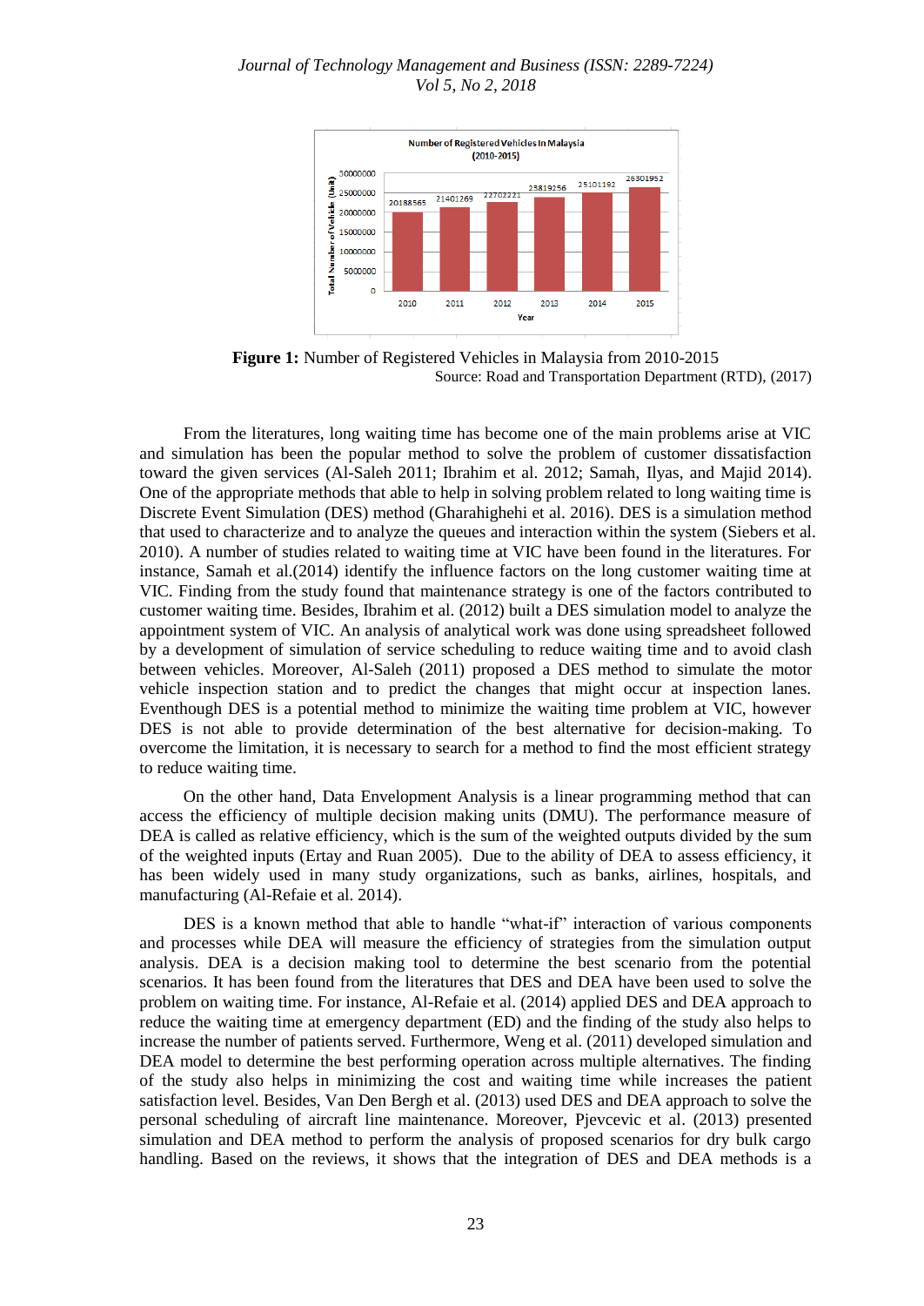**Figure 1:** Number of Registered Vehicles in Malaysia from 2010-2015

Source: Road and Transportation Department (RTD), (2017)

From the literatures, long waiting time has become one of the main problems arise at VIC and simulation has been the popular method to solve the problem of customer dissatisfaction toward the given services (Al-Saleh 2011; Ibrahim et al. 2012; Samah, Ilyas, and Majid 2014). One of the appropriate methods that able to help in solving problem related to long waiting time is Discrete Event Simulation (DES) method (Gharahighehi et al. 2016). DES is a simulation method that used to characterize and to analyze the queues and interaction within the system (Siebers et al. 2010). A number of studies related to waiting time at VIC have been found in the literatures. For instance, Samah et al.(2014) identify the influence factors on the long customer waiting time at VIC. Finding from the study found that maintenance strategy is one of the factors contributed to customer waiting time. Besides, Ibrahim et al. (2012) built a DES simulation model to analyze the appointment system of VIC. An analysis of analytical work was done using spreadsheet followed by a development of simulation of service scheduling to reduce waiting time and to avoid clash between vehicles. Moreover, Al-Saleh (2011) proposed a DES method to simulate the motor vehicle inspection station and to predict the changes that might occur at inspection lanes. Eventhough DES is a potential method to minimize the waiting time problem at VIC, however DES is not able to provide determination of the best alternative for decision-making. To overcome the limitation, it is necessary to search for a method to find the most efficient strategy to reduce waiting time.

On the other hand, Data Envelopment Analysis is a linear programming method that can access the efficiency of multiple decision making units (DMU). The performance measure of DEA is called as relative efficiency, which is the sum of the weighted outputs divided by the sum of the weighted inputs (Ertay and Ruan 2005). Due to the ability of DEA to assess efficiency, it has been widely used in many study organizations, such as banks, airlines, hospitals, and manufacturing (Al-Refaie et al. 2014).

DES is a known method that able to handle "what-if" interaction of various components and processes while DEA will measure the efficiency of strategies from the simulation output analysis. DEA is a decision making tool to determine the best scenario from the potential scenarios. It has been found from the literatures that DES and DEA have been used to solve the problem on waiting time. For instance, Al-Refaie et al. (2014) applied DES and DEA approach to reduce the waiting time at emergency department (ED) and the finding of the study also helps to increase the number of patients served. Furthermore, Weng et al. (2011) developed simulation and DEA model to determine the best performing operation across multiple alternatives. The finding of the study also helps in minimizing the cost and waiting time while increases the patient satisfaction level. Besides, Van Den Bergh et al. (2013) used DES and DEA approach to solve the personal scheduling of aircraft line maintenance. Moreover, Pjevcevic et al. (2013) presented simulation and DEA method to perform the analysis of proposed scenarios for dry bulk cargo handling. Based on the reviews, it shows that the integration of DES and DEA methods is a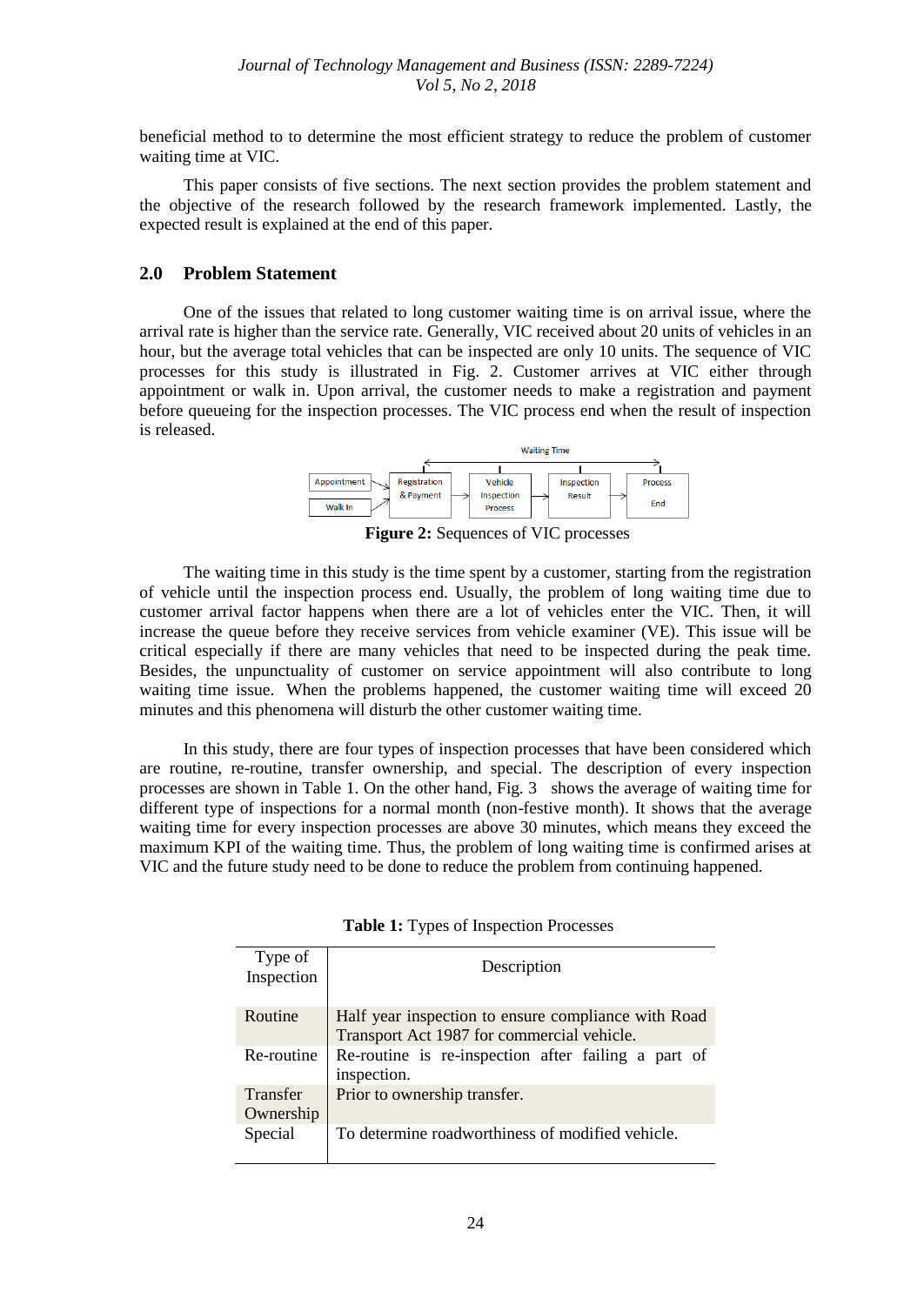beneficial method to to determine the most efficient strategy to reduce the problem of customer waiting time at VIC.

This paper consists of five sections. The next section provides the problem statement and the objective of the research followed by the research framework implemented. Lastly, the expected result is explained at the end of this paper.

## 2.0 Problem Statement

One of the issues that related to long customer waiting time is on arrival issue, where the arrival rate is higher than the service rate. Generally, VIC received about 20 units of vehicles in an hour, but the average total vehicles that can be inspected are only 10 units. The sequence of VIC processes for this study is illustrated in Fig. 2. Customer arrives at VIC either through appointment or walk in. Upon arrival, the customer needs to make a registration and payment before queueing for the inspection processes. The VIC process end when the result of inspection is released.

Waiting Time

Appointment → Registration & Payment → Vehicle Inspection Process → Inspection Result → Process End

Walk In → Registration & Payment

**Figure 2:** Sequences of VIC processes

The waiting time in this study is the time spent by a customer, starting from the registration of vehicle until the inspection process end. Usually, the problem of long waiting time due to customer arrival factor happens when there are a lot of vehicles enter the VIC. Then, it will increase the queue before they receive services from vehicle examiner (VE). This issue will be critical especially if there are many vehicles that need to be inspected during the peak time. Besides, the unpunctuality of customer on service appointment will also contribute to long waiting time issue. When the problems happened, the customer waiting time will exceed 20 minutes and this phenomena will disturb the other customer waiting time.

In this study, there are four types of inspection processes that have been considered which are routine, re-routine, transfer ownership, and special. The description of every inspection processes are shown in Table 1. On the other hand, Fig. 3 shows the average of waiting time for different type of inspections for a normal month (non-festive month). It shows that the average waiting time for every inspection processes are above 30 minutes, which means they exceed the maximum KPI of the waiting time. Thus, the problem of long waiting time is confirmed arises at VIC and the future study need to be done to reduce the problem from continuing happened.

**Table 1:** Types of Inspection Processes

| Type of Inspection | Description |
|---|---|
| Routine | Half year inspection to ensure compliance with Road Transport Act 1987 for commercial vehicle. |
| Re-routine | Re-routine is re-inspection after failing a part of inspection. |
| Transfer Ownership | Prior to ownership transfer. |
| Special | To determine roadworthiness of modified vehicle. |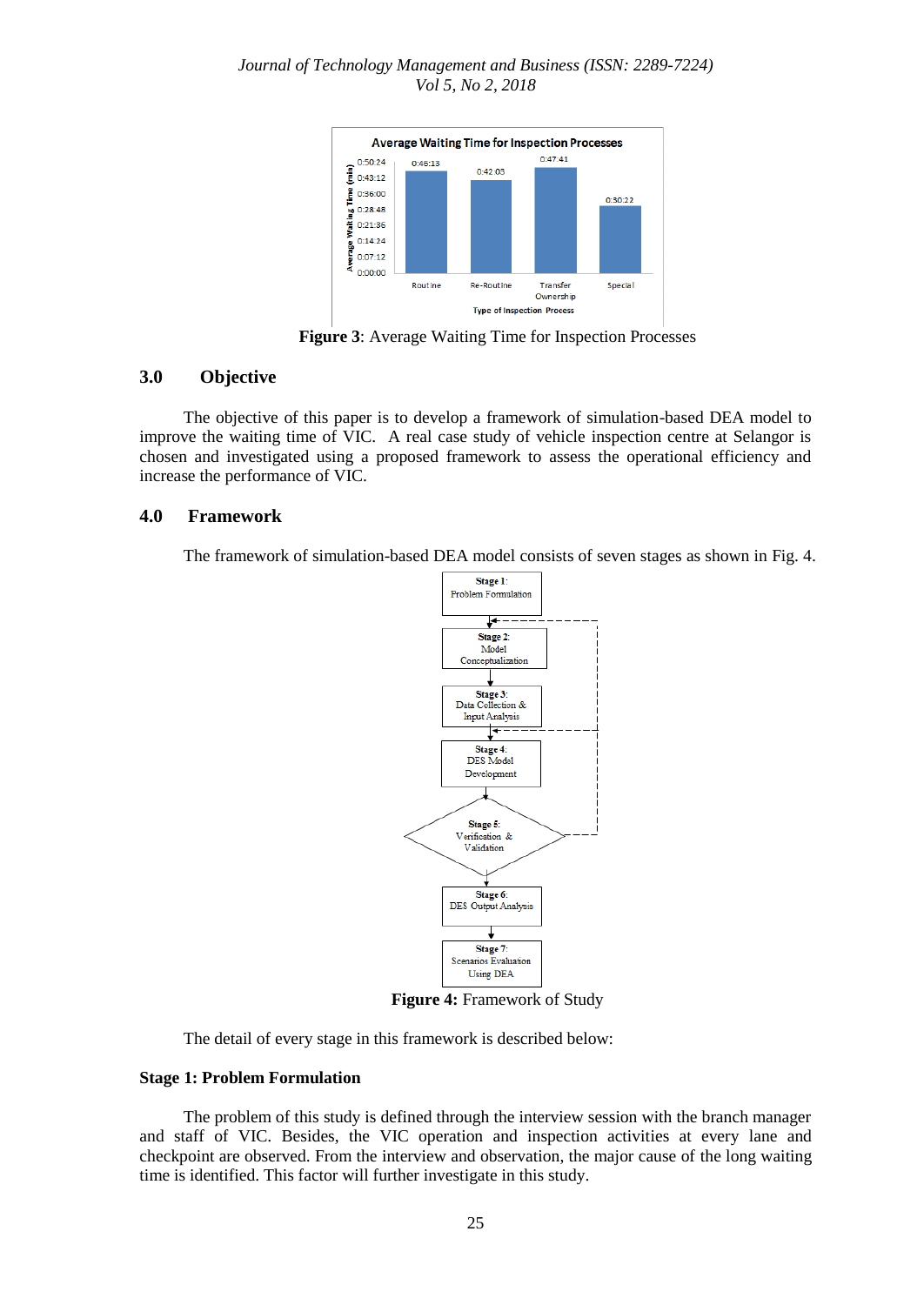Figure 3: Average Waiting Time for Inspection Processes

## 3.0 Objective

The objective of this paper is to develop a framework of simulation-based DEA model to improve the waiting time of VIC. A real case study of vehicle inspection centre at Selangor is chosen and investigated using a proposed framework to assess the operational efficiency and increase the performance of VIC.

## 4.0 Framework

The framework of simulation-based DEA model consists of seven stages as shown in Fig. 4.

**Figure 4:** Framework of Study

The detail of every stage in this framework is described below:

**Stage 1: Problem Formulation**

The problem of this study is defined through the interview session with the branch manager and staff of VIC. Besides, the VIC operation and inspection activities at every lane and checkpoint are observed. From the interview and observation, the major cause of the long waiting time is identified. This factor will further investigate in this study.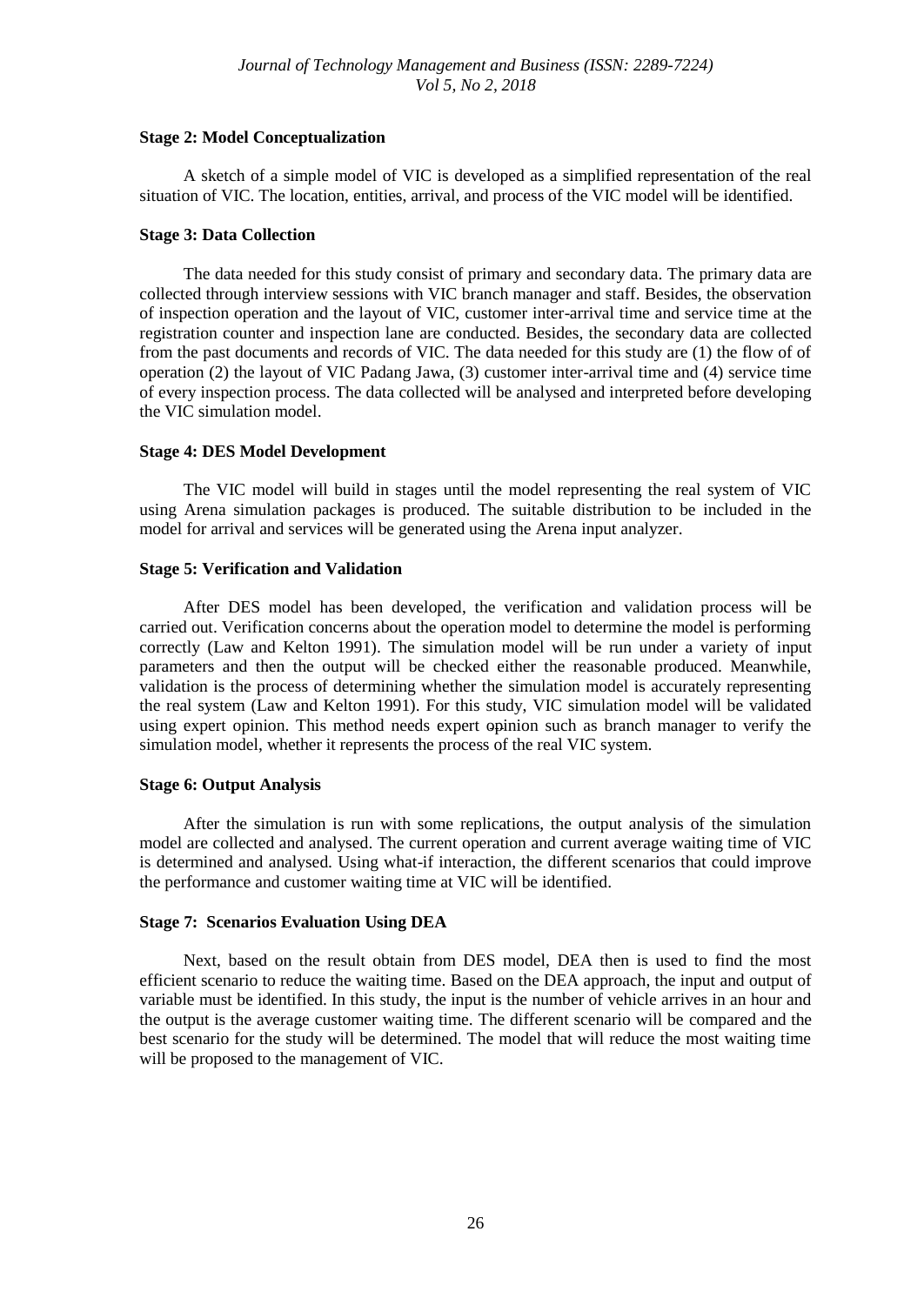**Stage 2: Model Conceptualization**

A sketch of a simple model of VIC is developed as a simplified representation of the real situation of VIC. The location, entities, arrival, and process of the VIC model will be identified.

**Stage 3: Data Collection**

The data needed for this study consist of primary and secondary data. The primary data are collected through interview sessions with VIC branch manager and staff. Besides, the observation of inspection operation and the layout of VIC, customer inter-arrival time and service time at the registration counter and inspection lane are conducted. Besides, the secondary data are collected from the past documents and records of VIC. The data needed for this study are (1) the flow of of operation (2) the layout of VIC Padang Jawa, (3) customer inter-arrival time and (4) service time of every inspection process. The data collected will be analysed and interpreted before developing the VIC simulation model.

**Stage 4: DES Model Development**

The VIC model will build in stages until the model representing the real system of VIC using Arena simulation packages is produced. The suitable distribution to be included in the model for arrival and services will be generated using the Arena input analyzer.

**Stage 5: Verification and Validation**

After DES model has been developed, the verification and validation process will be carried out. Verification concerns about the operation model to determine the model is performing correctly (Law and Kelton 1991). The simulation model will be run under a variety of input parameters and then the output will be checked either the reasonable produced. Meanwhile, validation is the process of determining whether the simulation model is accurately representing the real system (Law and Kelton 1991). For this study, VIC simulation model will be validated using expert opinion. This method needs expert opinion such as branch manager to verify the simulation model, whether it represents the process of the real VIC system.

**Stage 6: Output Analysis**

After the simulation is run with some replications, the output analysis of the simulation model are collected and analysed. The current operation and current average waiting time of VIC is determined and analysed. Using what-if interaction, the different scenarios that could improve the performance and customer waiting time at VIC will be identified.

**Stage 7: Scenarios Evaluation Using DEA**

Next, based on the result obtain from DES model, DEA then is used to find the most efficient scenario to reduce the waiting time. Based on the DEA approach, the input and output of variable must be identified. In this study, the input is the number of vehicle arrives in an hour and the output is the average customer waiting time. The different scenario will be compared and the best scenario for the study will be determined. The model that will reduce the most waiting time will be proposed to the management of VIC.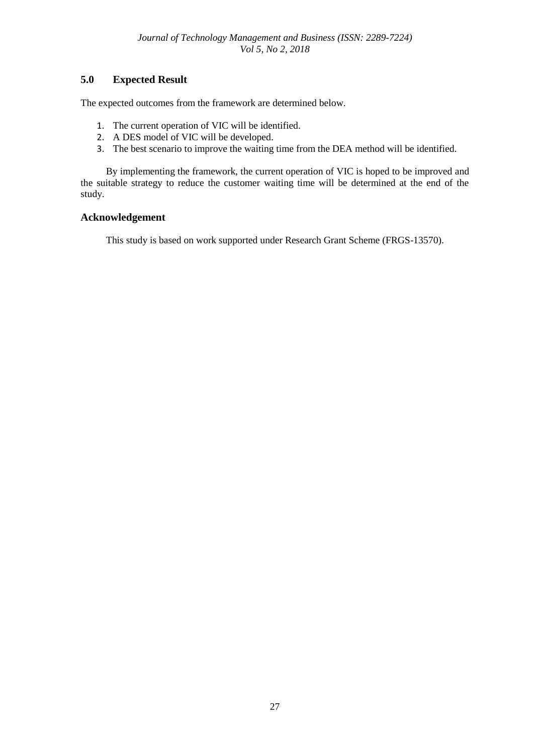## 5.0 Expected Result

The expected outcomes from the framework are determined below.

1. The current operation of VIC will be identified.
2. A DES model of VIC will be developed.
3. The best scenario to improve the waiting time from the DEA method will be identified.

By implementing the framework, the current operation of VIC is hoped to be improved and the suitable strategy to reduce the customer waiting time will be determined at the end of the study.

## Acknowledgement

This study is based on work supported under Research Grant Scheme (FRGS-13570).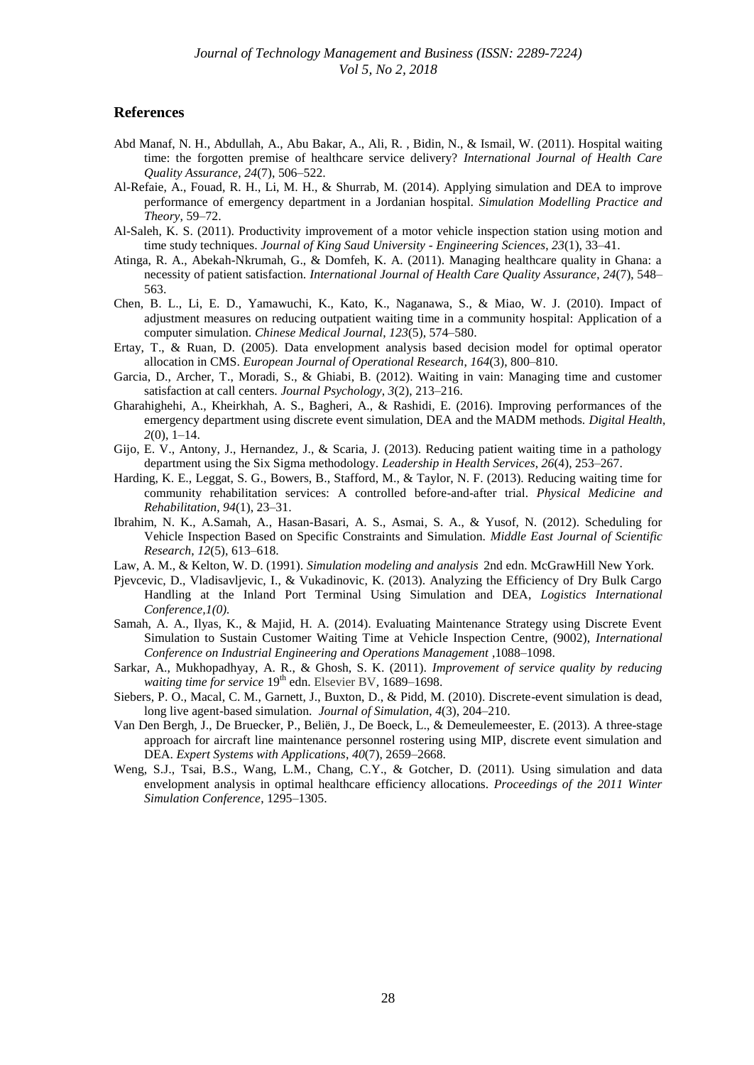## References

Abd Manaf, N. H., Abdullah, A., Abu Bakar, A., Ali, R. , Bidin, N., & Ismail, W. (2011). Hospital waiting time: the forgotten premise of healthcare service delivery? *International Journal of Health Care Quality Assurance*, *24*(7), 506–522.

Al-Refaie, A., Fouad, R. H., Li, M. H., & Shurrab, M. (2014). Applying simulation and DEA to improve performance of emergency department in a Jordanian hospital. *Simulation Modelling Practice and Theory*, 59–72.

Al-Saleh, K. S. (2011). Productivity improvement of a motor vehicle inspection station using motion and time study techniques. *Journal of King Saud University - Engineering Sciences*, *23*(1), 33–41.

Atinga, R. A., Abekah-Nkrumah, G., & Domfeh, K. A. (2011). Managing healthcare quality in Ghana: a necessity of patient satisfaction. *International Journal of Health Care Quality Assurance*, *24*(7), 548–563.

Chen, B. L., Li, E. D., Yamawuchi, K., Kato, K., Naganawa, S., & Miao, W. J. (2010). Impact of adjustment measures on reducing outpatient waiting time in a community hospital: Application of a computer simulation. *Chinese Medical Journal*, *123*(5), 574–580.

Ertay, T., & Ruan, D. (2005). Data envelopment analysis based decision model for optimal operator allocation in CMS. *European Journal of Operational Research*, *164*(3), 800–810.

Garcia, D., Archer, T., Moradi, S., & Ghiabi, B. (2012). Waiting in vain: Managing time and customer satisfaction at call centers. *Journal Psychology*, *3*(2), 213–216.

Gharahighehi, A., Kheirkhah, A. S., Bagheri, A., & Rashidi, E. (2016). Improving performances of the emergency department using discrete event simulation, DEA and the MADM methods. *Digital Health*, *2*(0), 1–14.

Gijo, E. V., Antony, J., Hernandez, J., & Scaria, J. (2013). Reducing patient waiting time in a pathology department using the Six Sigma methodology. *Leadership in Health Services*, *26*(4), 253–267.

Harding, K. E., Leggat, S. G., Bowers, B., Stafford, M., & Taylor, N. F. (2013). Reducing waiting time for community rehabilitation services: A controlled before-and-after trial. *Physical Medicine and Rehabilitation*, *94*(1), 23–31.

Ibrahim, N. K., A.Samah, A., Hasan-Basari, A. S., Asmai, S. A., & Yusof, N. (2012). Scheduling for Vehicle Inspection Based on Specific Constraints and Simulation. *Middle East Journal of Scientific Research*, *12*(5), 613–618.

Law, A. M., & Kelton, W. D. (1991). *Simulation modeling and analysis* 2nd edn. McGrawHill New York.

Pjevcevic, D., Vladisavljevic, I., & Vukadinovic, K. (2013). Analyzing the Efficiency of Dry Bulk Cargo Handling at the Inland Port Terminal Using Simulation and DEA, *Logistics International Conference,1(0).*

Samah, A. A., Ilyas, K., & Majid, H. A. (2014). Evaluating Maintenance Strategy using Discrete Event Simulation to Sustain Customer Waiting Time at Vehicle Inspection Centre, (9002), *International Conference on Industrial Engineering and Operations Management* ,1088–1098.

Sarkar, A., Mukhopadhyay, A. R., & Ghosh, S. K. (2011). *Improvement of service quality by reducing waiting time for service* 19th edn. Elsevier BV, 1689–1698.

Siebers, P. O., Macal, C. M., Garnett, J., Buxton, D., & Pidd, M. (2010). Discrete-event simulation is dead, long live agent-based simulation. *Journal of Simulation*, *4*(3), 204–210.

Van Den Bergh, J., De Bruecker, P., Beliën, J., De Boeck, L., & Demeulemeester, E. (2013). A three-stage approach for aircraft line maintenance personnel rostering using MIP, discrete event simulation and DEA. *Expert Systems with Applications*, *40*(7), 2659–2668.

Weng, S.J., Tsai, B.S., Wang, L.M., Chang, C.Y., & Gotcher, D. (2011). Using simulation and data envelopment analysis in optimal healthcare efficiency allocations. *Proceedings of the 2011 Winter Simulation Conference*, 1295–1305.